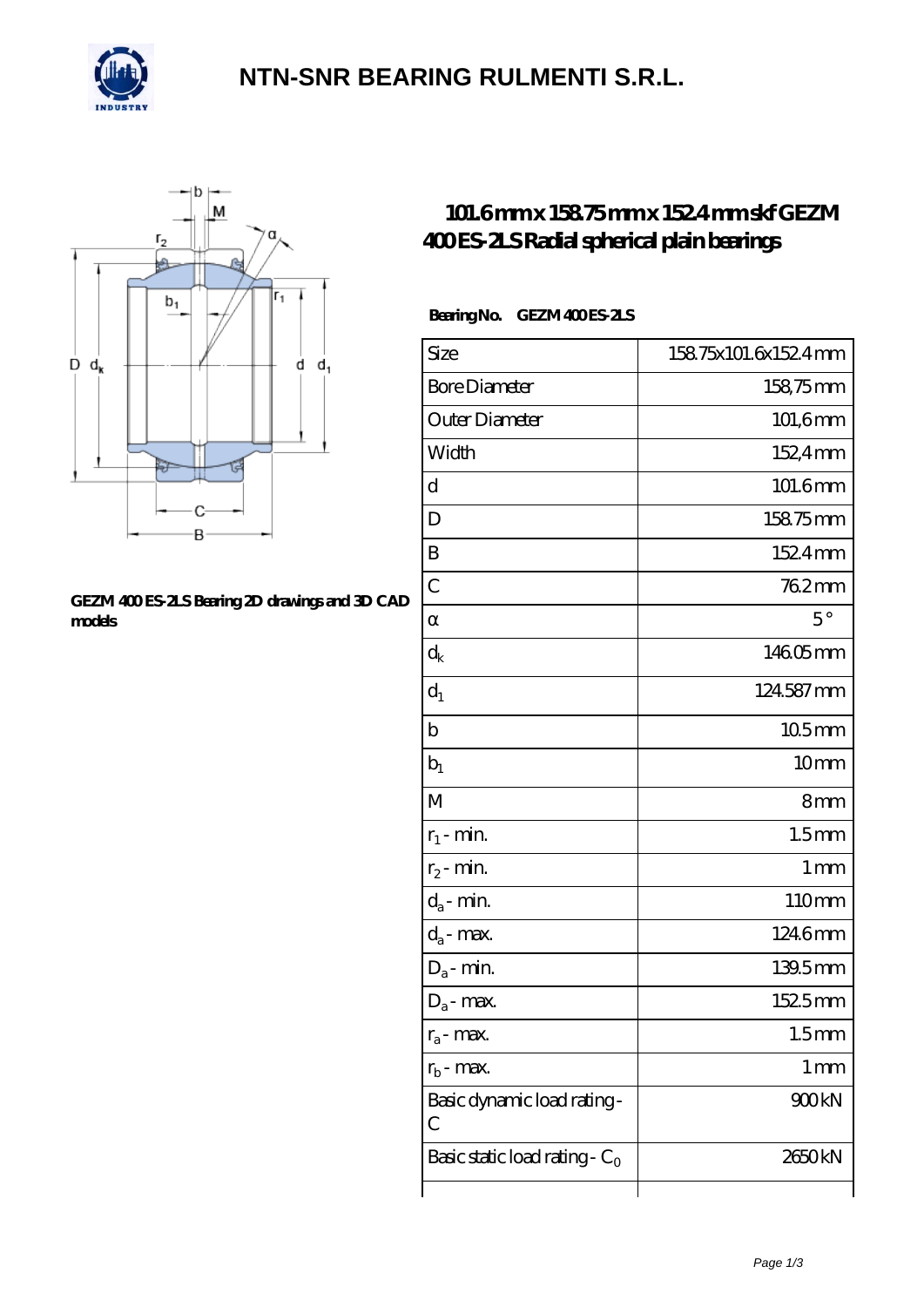# NTN-SNR BEARING RULMENTI S.R.L.

GEZM 400 ES-2LS Bearing 2D drawings and 3D CAD models

## 101.6 mm x 158.75 mm x 152.4 mm skf GEZM 400 ES-2LS Radial spherical plain bearings

**Bearing No.** GEZM 400 ES-2LS

| Size | 158.75x101.6x152.4 mm |
|---|---|
| Bore Diameter | 158,75 mm |
| Outer Diameter | 101,6 mm |
| Width | 152,4 mm |
| d | 101.6 mm |
| D | 158.75 mm |
| B | 152.4 mm |
| C | 76.2 mm |
| α | 5 ° |
| $d_k$ | 146.05 mm |
| $d_1$ | 124.587 mm |
| b | 10.5 mm |
| $b_1$ | 10 mm |
| M | 8 mm |
| $r_1$ - min. | 1.5 mm |
| $r_2$ - min. | 1 mm |
| $d_a$ - min. | 110 mm |
| $d_a$ - max. | 124.6 mm |
| $D_a$ - min. | 139.5 mm |
| $D_a$ - max. | 152.5 mm |
| $r_a$ - max. | 1.5 mm |
| $r_b$ - max. | 1 mm |
| Basic dynamic load rating - C | 900 kN |
| Basic static load rating - $C_0$ | 2650 kN |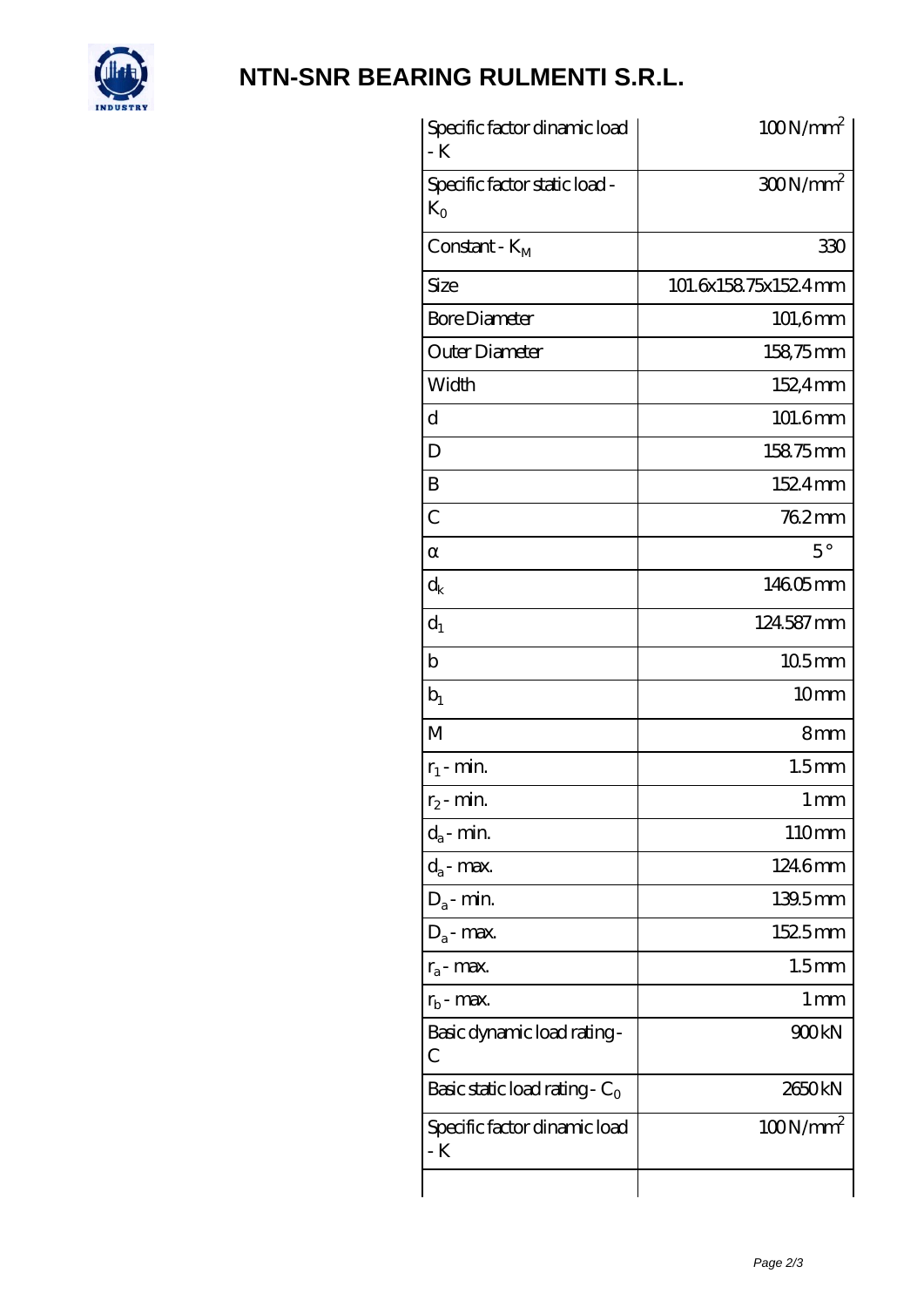# NTN-SNR BEARING RULMENTI S.R.L.

| | |
|---|---|
| Specific factor dinamic load - K | 100 N/mm$^2$ |
| Specific factor static load - $K_0$ | 300 N/mm$^2$ |
| Constant - $K_M$ | 330 |
| Size | 101.6x158.75x152.4 mm |
| Bore Diameter | 101,6 mm |
| Outer Diameter | 158,75 mm |
| Width | 152,4 mm |
| d | 101.6 mm |
| D | 158.75 mm |
| B | 152.4 mm |
| C | 76.2 mm |
| α | 5 ° |
| $d_k$ | 146.05 mm |
| $d_1$ | 124.587 mm |
| b | 10.5 mm |
| $b_1$ | 10 mm |
| M | 8 mm |
| $r_1$ - min. | 1.5 mm |
| $r_2$ - min. | 1 mm |
| $d_a$ - min. | 110 mm |
| $d_a$ - max. | 124.6 mm |
| $D_a$ - min. | 139.5 mm |
| $D_a$ - max. | 152.5 mm |
| $r_a$ - max. | 1.5 mm |
| $r_b$ - max. | 1 mm |
| Basic dynamic load rating - C | 900 kN |
| Basic static load rating - $C_0$ | 2650 kN |
| Specific factor dinamic load - K | 100 N/mm$^2$ |
| | |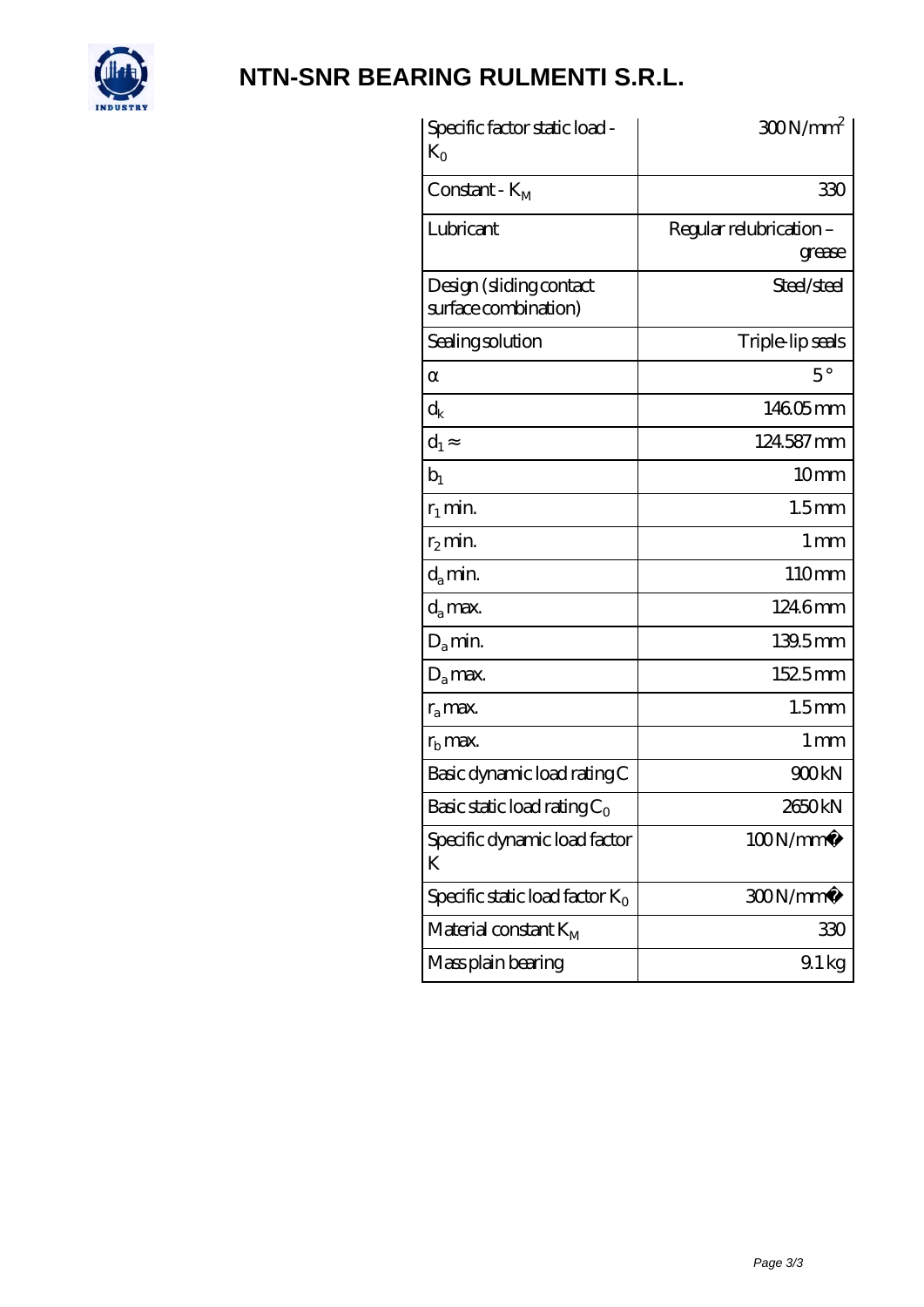# NTN-SNR BEARING RULMENTI S.R.L.

| | |
|---|---|
| Specific factor static load - $K_0$ | 300 N/mm$^2$ |
| Constant - $K_M$ | 330 |
| Lubricant | Regular relubrication – grease |
| Design (sliding contact surface combination) | Steel/steel |
| Sealing solution | Triple-lip seals |
| α | 5 ° |
| $d_k$ | 146.05 mm |
| $d_1 \approx$ | 124.587 mm |
| $b_1$ | 10 mm |
| $r_1$ min. | 1.5 mm |
| $r_2$ min. | 1 mm |
| $d_a$ min. | 110 mm |
| $d_a$ max. | 124.6 mm |
| $D_a$ min. | 139.5 mm |
| $D_a$ max. | 152.5 mm |
| $r_a$ max. | 1.5 mm |
| $r_b$ max. | 1 mm |
| Basic dynamic load rating C | 900 kN |
| Basic static load rating $C_0$ | 2650 kN |
| Specific dynamic load factor K | 100 N/mm� |
| Specific static load factor $K_0$ | 300 N/mm� |
| Material constant $K_M$ | 330 |
| Mass plain bearing | 9.1 kg |